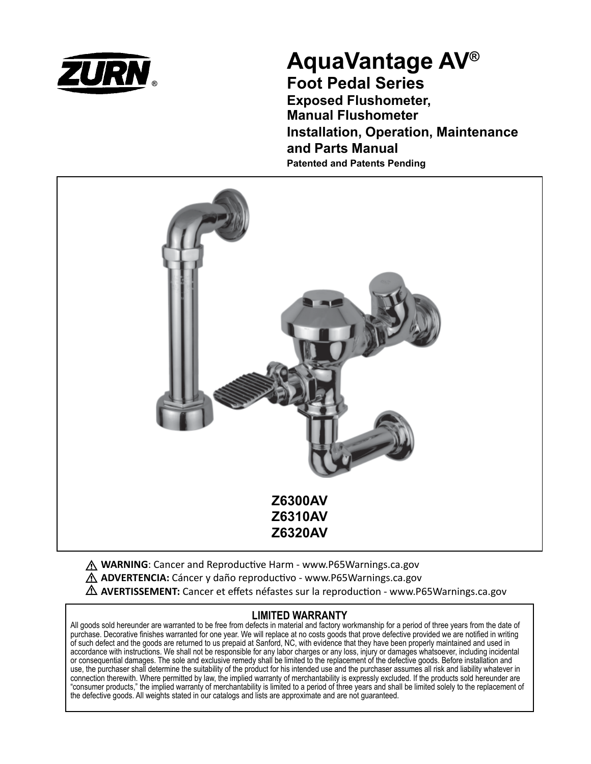ZURN®

# AquaVantage AV®

## Foot Pedal Series

### Exposed Flushometer, Manual Flushometer

### Installation, Operation, Maintenance and Parts Manual

**Patented and Patents Pending**

**Z6300AV**
**Z6310AV**
**Z6320AV**

⚠ **WARNING**: Cancer and Reproductive Harm - www.P65Warnings.ca.gov

⚠ **ADVERTENCIA:** Cáncer y daño reproductivo - www.P65Warnings.ca.gov

⚠ **AVERTISSEMENT:** Cancer et effets néfastes sur la reproduction - www.P65Warnings.ca.gov

## LIMITED WARRANTY

All goods sold hereunder are warranted to be free from defects in material and factory workmanship for a period of three years from the date of purchase. Decorative finishes warranted for one year. We will replace at no costs goods that prove defective provided we are notified in writing of such defect and the goods are returned to us prepaid at Sanford, NC, with evidence that they have been properly maintained and used in accordance with instructions. We shall not be responsible for any labor charges or any loss, injury or damages whatsoever, including incidental or consequential damages. The sole and exclusive remedy shall be limited to the replacement of the defective goods. Before installation and use, the purchaser shall determine the suitability of the product for his intended use and the purchaser assumes all risk and liability whatever in connection therewith. Where permitted by law, the implied warranty of merchantability is expressly excluded. If the products sold hereunder are "consumer products," the implied warranty of merchantability is limited to a period of three years and shall be limited solely to the replacement of the defective goods. All weights stated in our catalogs and lists are approximate and are not guaranteed.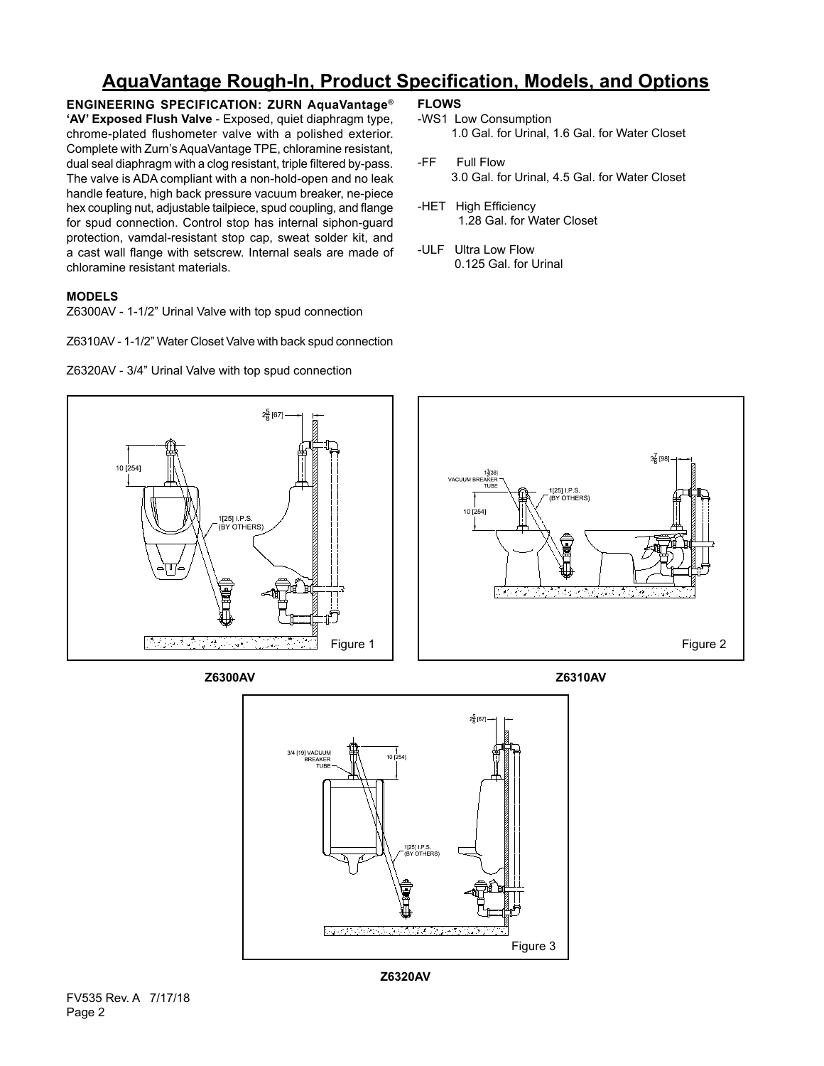# AquaVantage Rough-In, Product Specification, Models, and Options

**ENGINEERING SPECIFICATION: ZURN AquaVantage® 'AV' Exposed Flush Valve** - Exposed, quiet diaphragm type, chrome-plated flushometer valve with a polished exterior. Complete with Zurn's AquaVantage TPE, chloramine resistant, dual seal diaphragm with a clog resistant, triple filtered by-pass. The valve is ADA compliant with a non-hold-open and no leak handle feature, high back pressure vacuum breaker, ne-piece hex coupling nut, adjustable tailpiece, spud coupling, and flange for spud connection. Control stop has internal siphon-guard protection, vamdal-resistant stop cap, sweat solder kit, and a cast wall flange with setscrew. Internal seals are made of chloramine resistant materials.

**MODELS**

Z6300AV - 1-1/2" Urinal Valve with top spud connection

Z6310AV - 1-1/2" Water Closet Valve with back spud connection

Z6320AV - 3/4" Urinal Valve with top spud connection

**FLOWS**

-WS1 Low Consumption
1.0 Gal. for Urinal, 1.6 Gal. for Water Closet

-FF Full Flow
3.0 Gal. for Urinal, 4.5 Gal. for Water Closet

-HET High Efficiency
1.28 Gal. for Water Closet

-ULF Ultra Low Flow
0.125 Gal. for Urinal

Figure 1

**Z6300AV**

Figure 2

**Z6310AV**

Figure 3

**Z6320AV**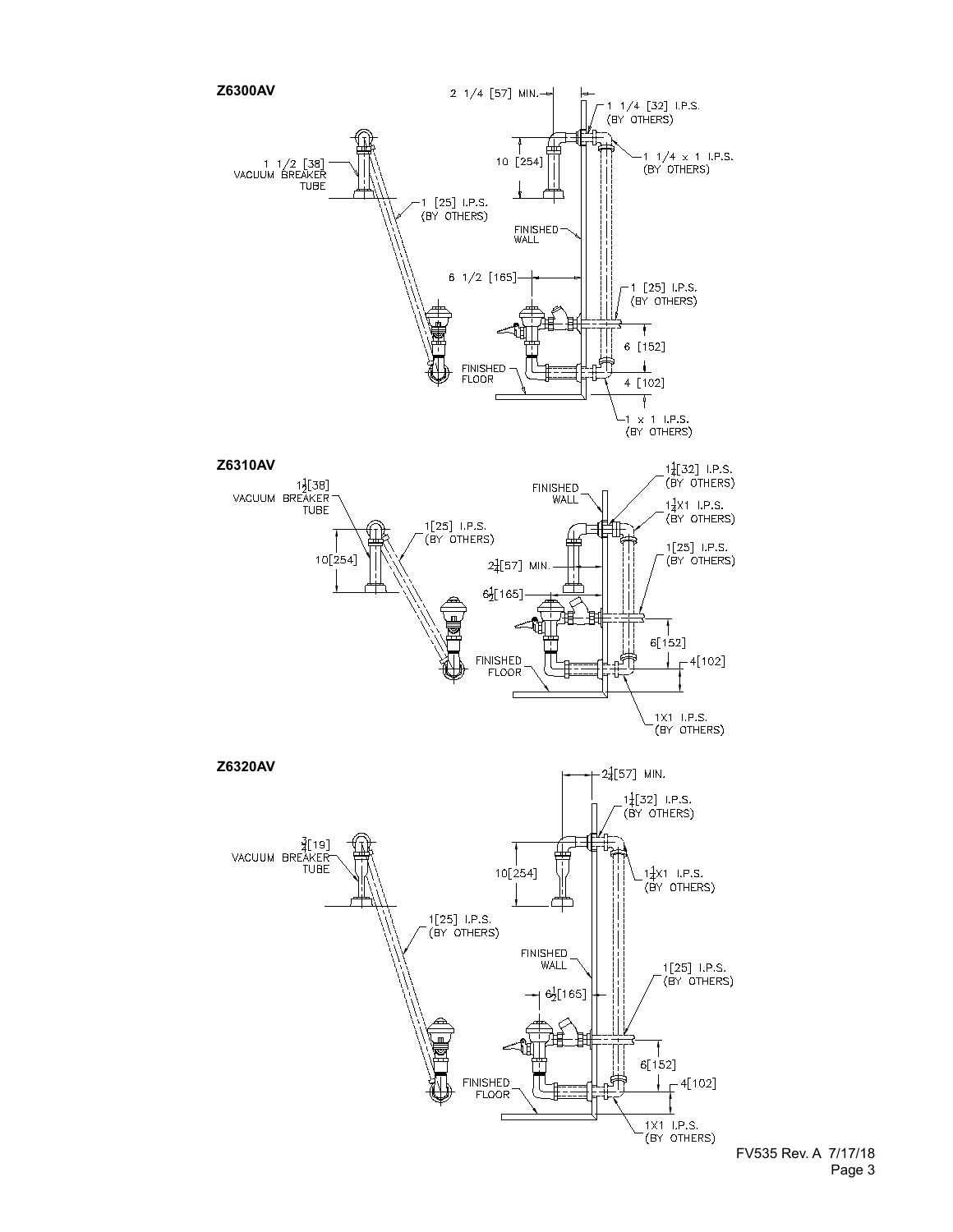## Z6300AV

1 1/2 [38] VACUUM BREAKER TUBE

1 [25] I.P.S. (BY OTHERS)

2 1/4 [57] MIN.

1 1/4 [32] I.P.S. (BY OTHERS)

10 [254]

1 1/4 x 1 I.P.S. (BY OTHERS)

FINISHED WALL

6 1/2 [165]

1 [25] I.P.S. (BY OTHERS)

6 [152]

FINISHED FLOOR

4 [102]

1 x 1 I.P.S. (BY OTHERS)

## Z6310AV

1½[38] VACUUM BREAKER TUBE

10[254]

1[25] I.P.S. (BY OTHERS)

FINISHED WALL

1¼[32] I.P.S. (BY OTHERS)

1¼X1 I.P.S. (BY OTHERS)

1[25] I.P.S. (BY OTHERS)

2¼[57] MIN.

6½[165]

6[152]

FINISHED FLOOR

4[102]

1X1 I.P.S. (BY OTHERS)

## Z6320AV

¾[19] VACUUM BREAKER TUBE

1[25] I.P.S. (BY OTHERS)

2¼[57] MIN.

1¼[32] I.P.S. (BY OTHERS)

10[254]

1¼X1 I.P.S. (BY OTHERS)

FINISHED WALL

1[25] I.P.S. (BY OTHERS)

6½[165]

6[152]

FINISHED FLOOR

4[102]

1X1 I.P.S. (BY OTHERS)

FV535 Rev. A 7/17/18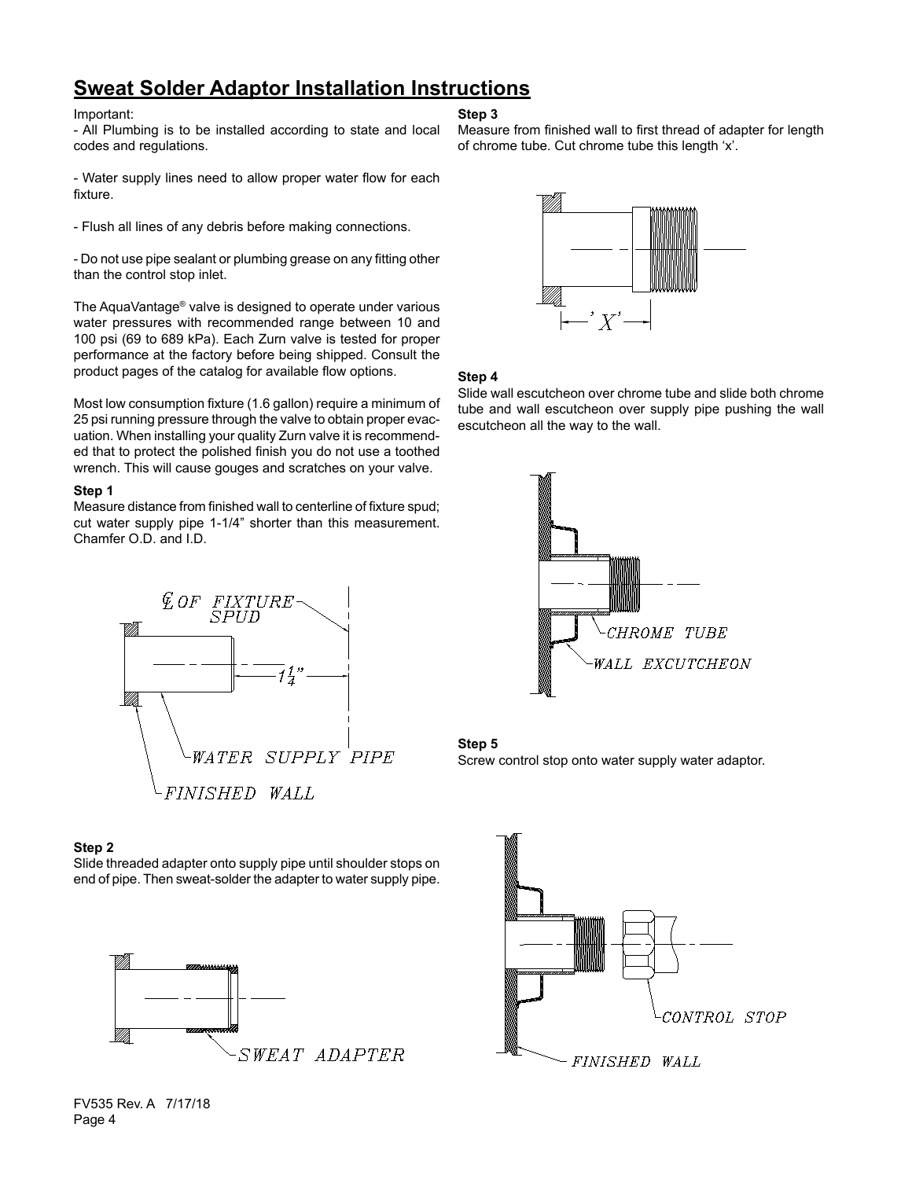## Sweat Solder Adaptor Installation Instructions

Important:

- All Plumbing is to be installed according to state and local codes and regulations.

- Water supply lines need to allow proper water flow for each fixture.

- Flush all lines of any debris before making connections.

- Do not use pipe sealant or plumbing grease on any fitting other than the control stop inlet.

The AquaVantage® valve is designed to operate under various water pressures with recommended range between 10 and 100 psi (69 to 689 kPa). Each Zurn valve is tested for proper performance at the factory before being shipped. Consult the product pages of the catalog for available flow options.

Most low consumption fixture (1.6 gallon) require a minimum of 25 psi running pressure through the valve to obtain proper evacuation. When installing your quality Zurn valve it is recommended that to protect the polished finish you do not use a toothed wrench. This will cause gouges and scratches on your valve.

**Step 1**

Measure distance from finished wall to centerline of fixture spud; cut water supply pipe 1-1/4" shorter than this measurement. Chamfer O.D. and I.D.

℄ OF FIXTURE SPUD

$1\frac{1}{4}$"

WATER SUPPLY PIPE

FINISHED WALL

**Step 2**

Slide threaded adapter onto supply pipe until shoulder stops on end of pipe. Then sweat-solder the adapter to water supply pipe.

SWEAT ADAPTER

**Step 3**

Measure from finished wall to first thread of adapter for length of chrome tube. Cut chrome tube this length 'x'.

'X'

**Step 4**

Slide wall escutcheon over chrome tube and slide both chrome tube and wall escutcheon over supply pipe pushing the wall escutcheon all the way to the wall.

CHROME TUBE

WALL EXCUTCHEON

**Step 5**

Screw control stop onto water supply water adaptor.

CONTROL STOP

FINISHED WALL

FV535 Rev. A 7/17/18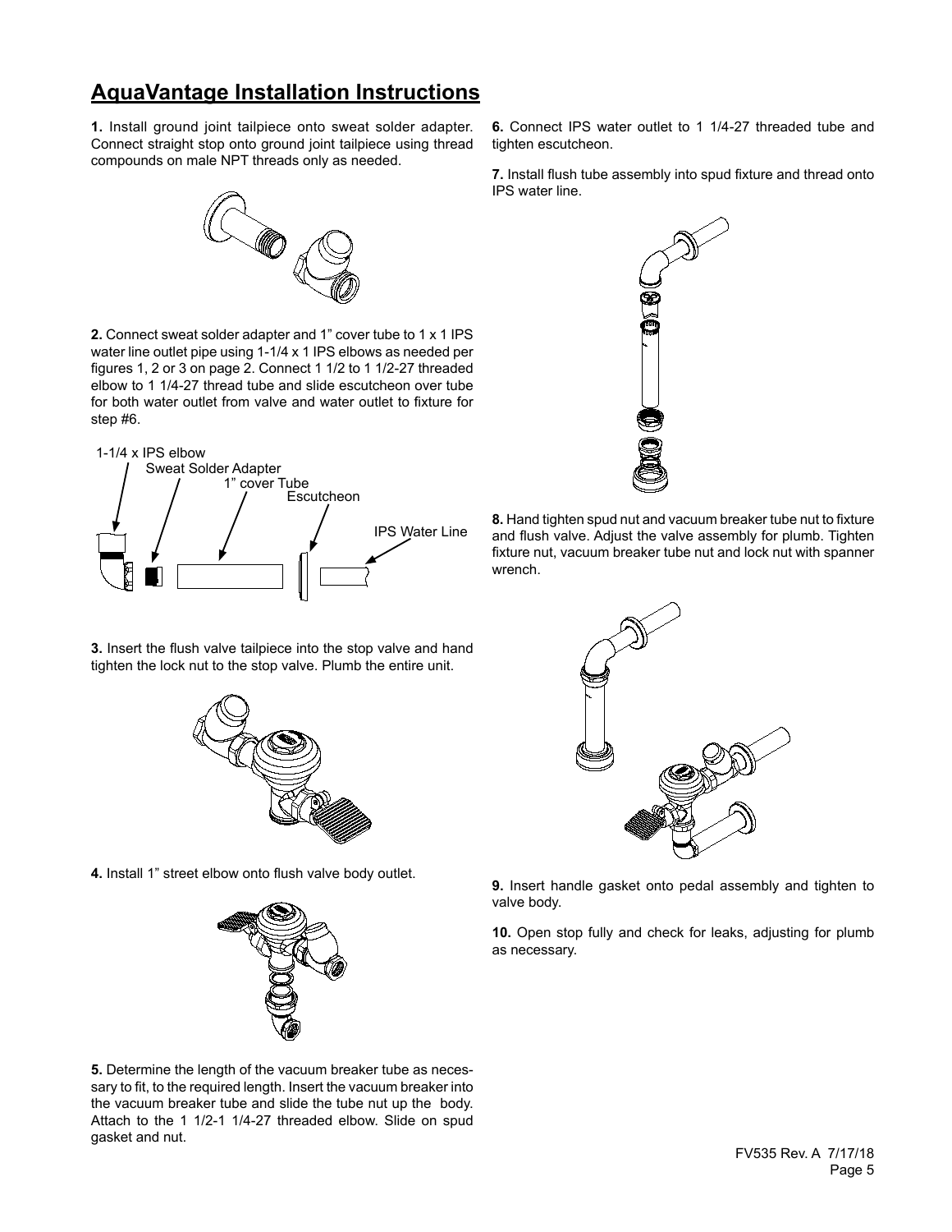# AquaVantage Installation Instructions

**1.** Install ground joint tailpiece onto sweat solder adapter. Connect straight stop onto ground joint tailpiece using thread compounds on male NPT threads only as needed.

**2.** Connect sweat solder adapter and 1" cover tube to 1 x 1 IPS water line outlet pipe using 1-1/4 x 1 IPS elbows as needed per figures 1, 2 or 3 on page 2. Connect 1 1/2 to 1 1/2-27 threaded elbow to 1 1/4-27 thread tube and slide escutcheon over tube for both water outlet from valve and water outlet to fixture for step #6.

1-1/4 x IPS elbow
Sweat Solder Adapter
1" cover Tube
Escutcheon
IPS Water Line

**3.** Insert the flush valve tailpiece into the stop valve and hand tighten the lock nut to the stop valve. Plumb the entire unit.

**4.** Install 1" street elbow onto flush valve body outlet.

**5.** Determine the length of the vacuum breaker tube as necessary to fit, to the required length. Insert the vacuum breaker into the vacuum breaker tube and slide the tube nut up the body. Attach to the 1 1/2-1 1/4-27 threaded elbow. Slide on spud gasket and nut.

**6.** Connect IPS water outlet to 1 1/4-27 threaded tube and tighten escutcheon.

**7.** Install flush tube assembly into spud fixture and thread onto IPS water line.

**8.** Hand tighten spud nut and vacuum breaker tube nut to fixture and flush valve. Adjust the valve assembly for plumb. Tighten fixture nut, vacuum breaker tube nut and lock nut with spanner wrench.

**9.** Insert handle gasket onto pedal assembly and tighten to valve body.

**10.** Open stop fully and check for leaks, adjusting for plumb as necessary.

FV535 Rev. A 7/17/18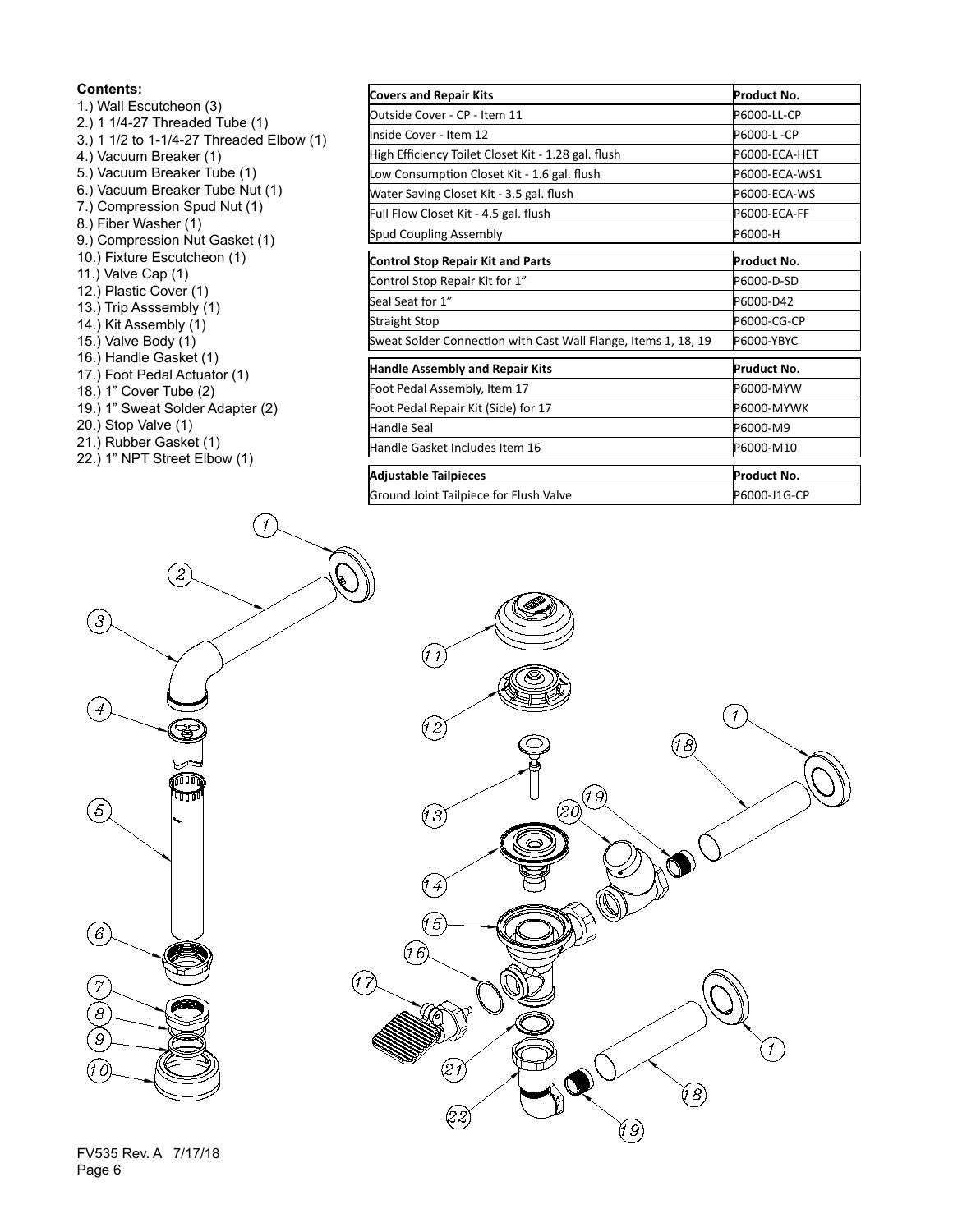**Contents:**

1.) Wall Escutcheon (3)
2.) 1 1/4-27 Threaded Tube (1)
3.) 1 1/2 to 1-1/4-27 Threaded Elbow (1)
4.) Vacuum Breaker (1)
5.) Vacuum Breaker Tube (1)
6.) Vacuum Breaker Tube Nut (1)
7.) Compression Spud Nut (1)
8.) Fiber Washer (1)
9.) Compression Nut Gasket (1)
10.) Fixture Escutcheon (1)
11.) Valve Cap (1)
12.) Plastic Cover (1)
13.) Trip Asssembly (1)
14.) Kit Assembly (1)
15.) Valve Body (1)
16.) Handle Gasket (1)
17.) Foot Pedal Actuator (1)
18.) 1" Cover Tube (2)
19.) 1" Sweat Solder Adapter (2)
20.) Stop Valve (1)
21.) Rubber Gasket (1)
22.) 1" NPT Street Elbow (1)

| Covers and Repair Kits | Product No. |
|---|---|
| Outside Cover - CP - Item 11 | P6000-LL-CP |
| Inside Cover - Item 12 | P6000-L -CP |
| High Efficiency Toilet Closet Kit - 1.28 gal. flush | P6000-ECA-HET |
| Low Consumption Closet Kit - 1.6 gal. flush | P6000-ECA-WS1 |
| Water Saving Closet Kit - 3.5 gal. flush | P6000-ECA-WS |
| Full Flow Closet Kit - 4.5 gal. flush | P6000-ECA-FF |
| Spud Coupling Assembly | P6000-H |

| Control Stop Repair Kit and Parts | Product No. |
|---|---|
| Control Stop Repair Kit for 1" | P6000-D-SD |
| Seal Seat for 1" | P6000-D42 |
| Straight Stop | P6000-CG-CP |
| Sweat Solder Connection with Cast Wall Flange, Items 1, 18, 19 | P6000-YBYC |

| Handle Assembly and Repair Kits | Pruduct No. |
|---|---|
| Foot Pedal Assembly, Item 17 | P6000-MYW |
| Foot Pedal Repair Kit (Side) for 17 | P6000-MYWK |
| Handle Seal | P6000-M9 |
| Handle Gasket Includes Item 16 | P6000-M10 |

| Adjustable Tailpieces | Product No. |
|---|---|
| Ground Joint Tailpiece for Flush Valve | P6000-J1G-CP |

FV535 Rev. A 7/17/18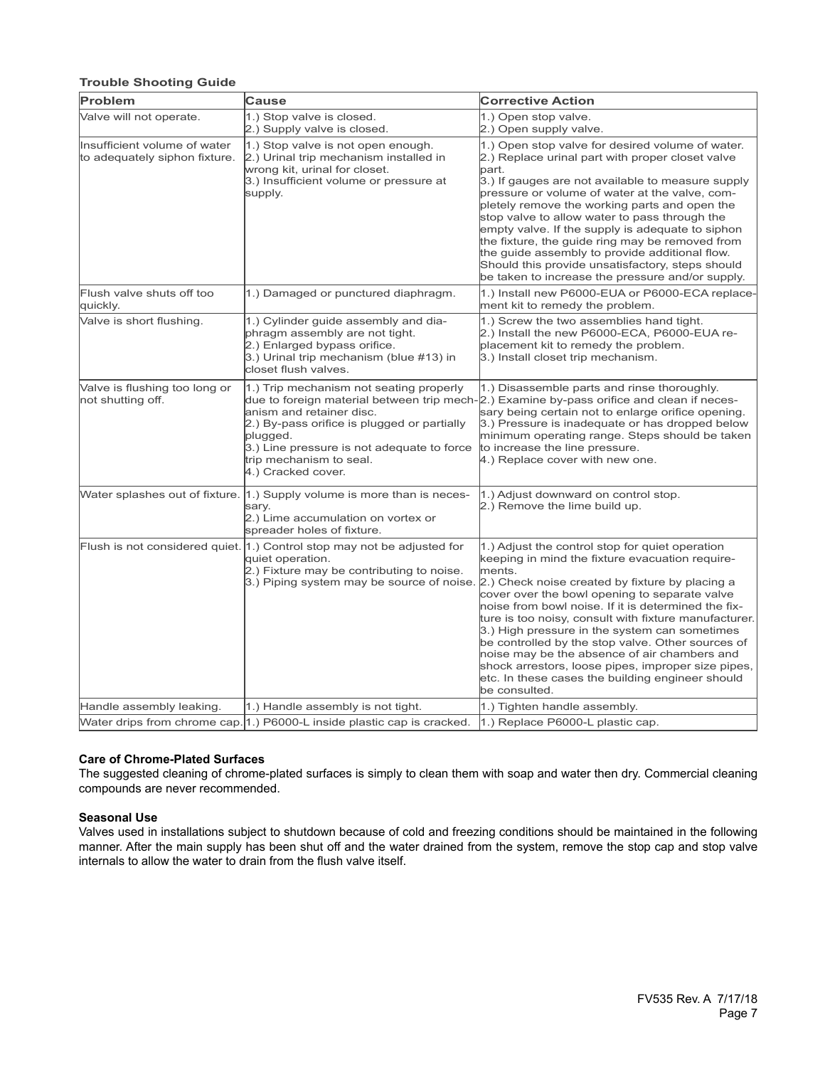**Trouble Shooting Guide**

| Problem | Cause | Corrective Action |
|---|---|---|
| Valve will not operate. | 1.) Stop valve is closed.<br>2.) Supply valve is closed. | 1.) Open stop valve.<br>2.) Open supply valve. |
| Insufficient volume of water to adequately siphon fixture. | 1.) Stop valve is not open enough.<br>2.) Urinal trip mechanism installed in wrong kit, urinal for closet.<br>3.) Insufficient volume or pressure at supply. | 1.) Open stop valve for desired volume of water.<br>2.) Replace urinal part with proper closet valve part.<br>3.) If gauges are not available to measure supply pressure or volume of water at the valve, completely remove the working parts and open the stop valve to allow water to pass through the empty valve. If the supply is adequate to siphon the fixture, the guide ring may be removed from the guide assembly to provide additional flow. Should this provide unsatisfactory, steps should be taken to increase the pressure and/or supply. |
| Flush valve shuts off too quickly. | 1.) Damaged or punctured diaphragm. | 1.) Install new P6000-EUA or P6000-ECA replacement kit to remedy the problem. |
| Valve is short flushing. | 1.) Cylinder guide assembly and diaphragm assembly are not tight.<br>2.) Enlarged bypass orifice.<br>3.) Urinal trip mechanism (blue #13) in closet flush valves. | 1.) Screw the two assemblies hand tight.<br>2.) Install the new P6000-ECA, P6000-EUA replacement kit to remedy the problem.<br>3.) Install closet trip mechanism. |
| Valve is flushing too long or not shutting off. | 1.) Trip mechanism not seating properly due to foreign material between trip mechanism and retainer disc.<br>2.) By-pass orifice is plugged or partially plugged.<br>3.) Line pressure is not adequate to force trip mechanism to seal.<br>4.) Cracked cover. | 1.) Disassemble parts and rinse thoroughly.<br>2.) Examine by-pass orifice and clean if necessary being certain not to enlarge orifice opening.<br>3.) Pressure is inadequate or has dropped below minimum operating range. Steps should be taken to increase the line pressure.<br>4.) Replace cover with new one. |
| Water splashes out of fixture. | 1.) Supply volume is more than is necessary.<br>2.) Lime accumulation on vortex or spreader holes of fixture. | 1.) Adjust downward on control stop.<br>2.) Remove the lime build up. |
| Flush is not considered quiet. | 1.) Control stop may not be adjusted for quiet operation.<br>2.) Fixture may be contributing to noise.<br>3.) Piping system may be source of noise. | 1.) Adjust the control stop for quiet operation keeping in mind the fixture evacuation requirements.<br>2.) Check noise created by fixture by placing a cover over the bowl opening to separate valve noise from bowl noise. If it is determined the fixture is too noisy, consult with fixture manufacturer.<br>3.) High pressure in the system can sometimes be controlled by the stop valve. Other sources of noise may be the absence of air chambers and shock arrestors, loose pipes, improper size pipes, etc. In these cases the building engineer should be consulted. |
| Handle assembly leaking. | 1.) Handle assembly is not tight. | 1.) Tighten handle assembly. |
| Water drips from chrome cap. | 1.) P6000-L inside plastic cap is cracked. | 1.) Replace P6000-L plastic cap. |

**Care of Chrome-Plated Surfaces**

The suggested cleaning of chrome-plated surfaces is simply to clean them with soap and water then dry. Commercial cleaning compounds are never recommended.

**Seasonal Use**

Valves used in installations subject to shutdown because of cold and freezing conditions should be maintained in the following manner. After the main supply has been shut off and the water drained from the system, remove the stop cap and stop valve internals to allow the water to drain from the flush valve itself.

FV535 Rev. A 7/17/18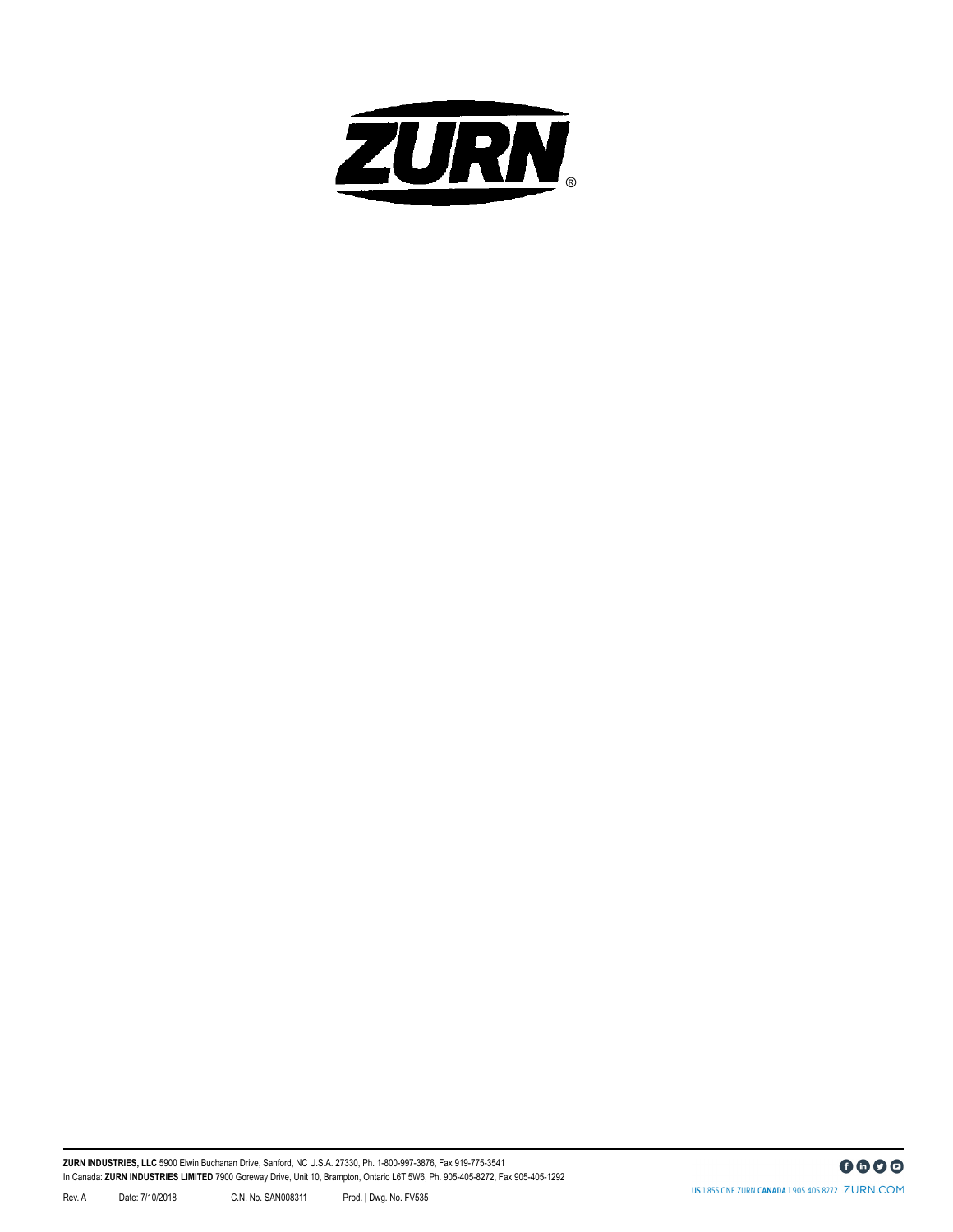**ZURN INDUSTRIES, LLC** 5900 Elwin Buchanan Drive, Sanford, NC U.S.A. 27330, Ph. 1-800-997-3876, Fax 919-775-3541
In Canada: **ZURN INDUSTRIES LIMITED** 7900 Goreway Drive, Unit 10, Brampton, Ontario L6T 5W6, Ph. 905-405-8272, Fax 905-405-1292

Rev. A Date: 7/10/2018 C.N. No. SAN008311 Prod. | Dwg. No. FV535

**US** 1.855.ONE.ZURN **CANADA** 1.905.405.8272 ZURN.COM